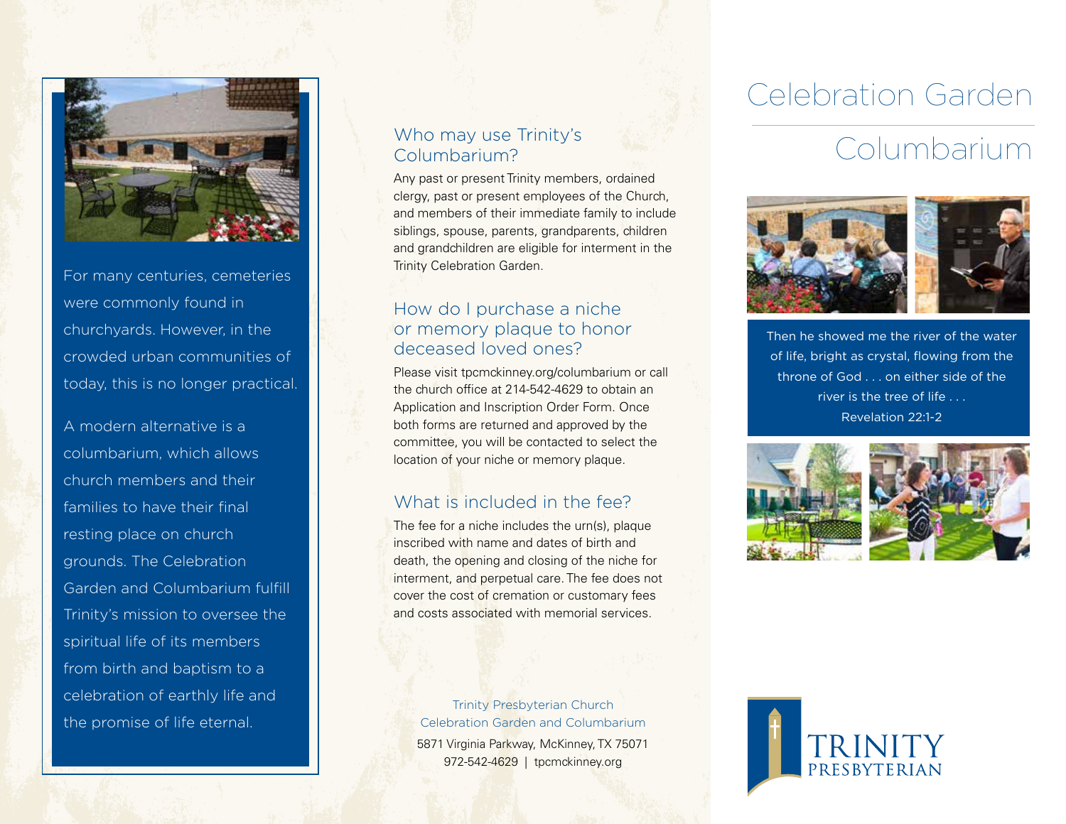# Celebration Garden Columbarium

For many centuries, cemeteries were commonly found in churchyards. However, in the crowded urban communities of today, this is no longer practical.

A modern alternative is a columbarium, which allows church members and their families to have their final resting place on church grounds. The Celebration Garden and Columbarium fulfill Trinity's mission to oversee the spiritual life of its members from birth and baptism to a celebration of earthly life and the promise of life eternal.

## Who may use Trinity's Columbarium?

Any past or present Trinity members, ordained clergy, past or present employees of the Church, and members of their immediate family to include siblings, spouse, parents, grandparents, children and grandchildren are eligible for interment in the Trinity Celebration Garden.

## How do I purchase a niche or memory plaque to honor deceased loved ones?

Please visit tpcmckinney.org/columbarium or call the church office at 214-542-4629 to obtain an Application and Inscription Order Form. Once both forms are returned and approved by the committee, you will be contacted to select the location of your niche or memory plaque.

## What is included in the fee?

The fee for a niche includes the urn(s), plaque inscribed with name and dates of birth and death, the opening and closing of the niche for interment, and perpetual care. The fee does not cover the cost of cremation or customary fees and costs associated with memorial services.

Trinity Presbyterian Church
Celebration Garden and Columbarium
5871 Virginia Parkway, McKinney, TX 75071
972-542-4629 | tpcmckinney.org

Then he showed me the river of the water of life, bright as crystal, flowing from the throne of God . . . on either side of the river is the tree of life . . .
Revelation 22:1-2

TRINITY PRESBYTERIAN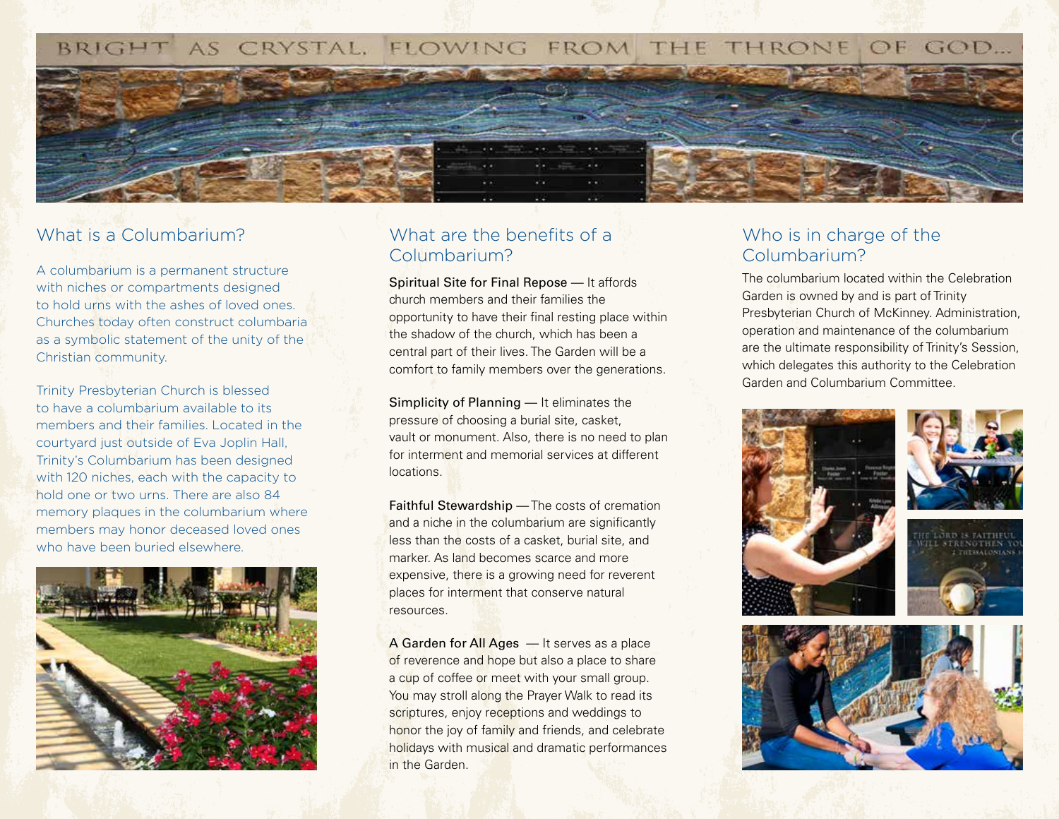BRIGHT AS CRYSTAL, FLOWING FROM THE THRONE OF GOD...

## What is a Columbarium?

A columbarium is a permanent structure with niches or compartments designed to hold urns with the ashes of loved ones. Churches today often construct columbaria as a symbolic statement of the unity of the Christian community.

Trinity Presbyterian Church is blessed to have a columbarium available to its members and their families. Located in the courtyard just outside of Eva Joplin Hall, Trinity's Columbarium has been designed with 120 niches, each with the capacity to hold one or two urns. There are also 84 memory plaques in the columbarium where members may honor deceased loved ones who have been buried elsewhere.

## What are the benefits of a Columbarium?

Spiritual Site for Final Repose — It affords church members and their families the opportunity to have their final resting place within the shadow of the church, which has been a central part of their lives. The Garden will be a comfort to family members over the generations.

Simplicity of Planning — It eliminates the pressure of choosing a burial site, casket, vault or monument. Also, there is no need to plan for interment and memorial services at different locations.

Faithful Stewardship — The costs of cremation and a niche in the columbarium are significantly less than the costs of a casket, burial site, and marker. As land becomes scarce and more expensive, there is a growing need for reverent places for interment that conserve natural resources.

A Garden for All Ages — It serves as a place of reverence and hope but also a place to share a cup of coffee or meet with your small group. You may stroll along the Prayer Walk to read its scriptures, enjoy receptions and weddings to honor the joy of family and friends, and celebrate holidays with musical and dramatic performances in the Garden.

## Who is in charge of the Columbarium?

The columbarium located within the Celebration Garden is owned by and is part of Trinity Presbyterian Church of McKinney. Administration, operation and maintenance of the columbarium are the ultimate responsibility of Trinity's Session, which delegates this authority to the Celebration Garden and Columbarium Committee.